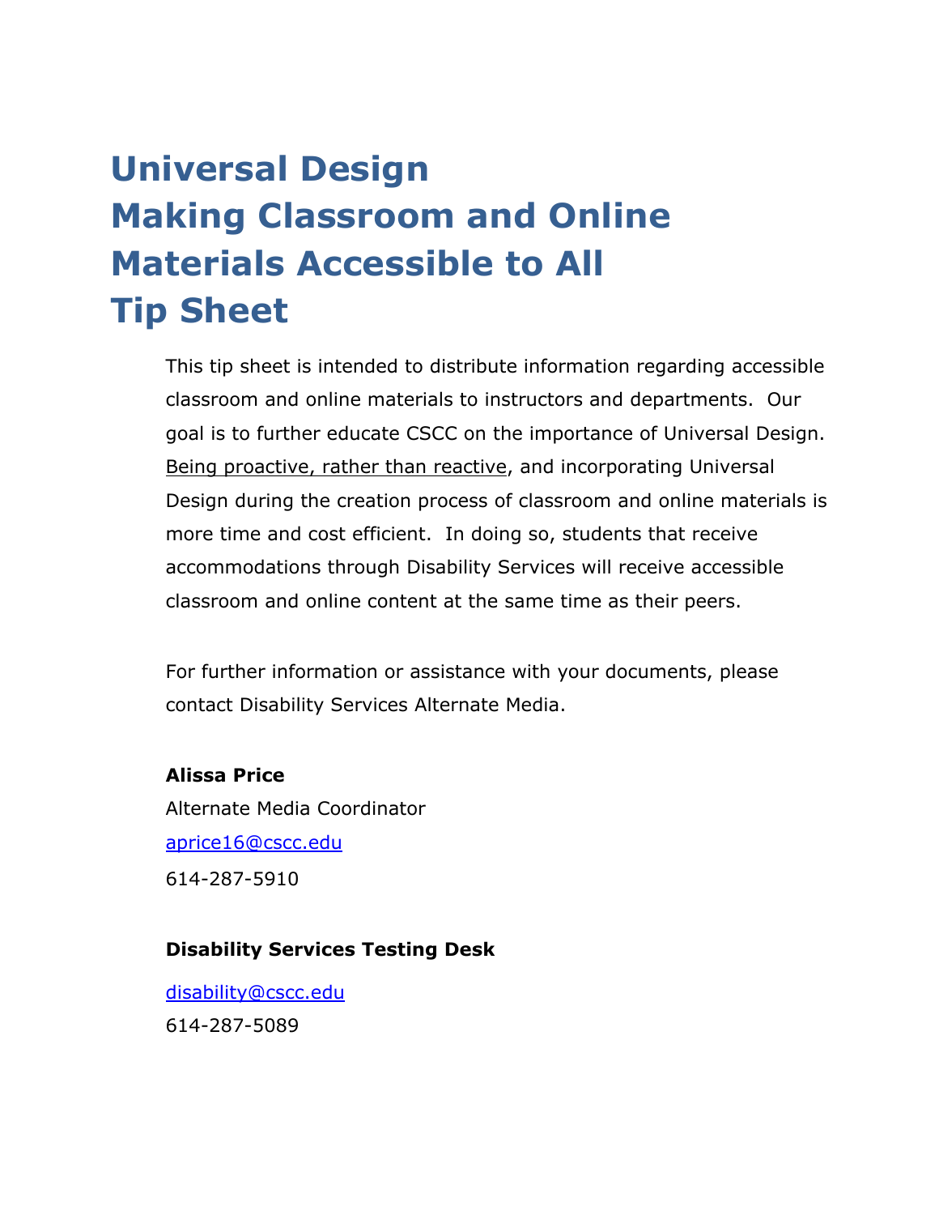# Universal Design
# Making Classroom and Online Materials Accessible to All
# Tip Sheet

This tip sheet is intended to distribute information regarding accessible classroom and online materials to instructors and departments. Our goal is to further educate CSCC on the importance of Universal Design. <u>Being proactive, rather than reactive</u>, and incorporating Universal Design during the creation process of classroom and online materials is more time and cost efficient. In doing so, students that receive accommodations through Disability Services will receive accessible classroom and online content at the same time as their peers.

For further information or assistance with your documents, please contact Disability Services Alternate Media.

**Alissa Price**
Alternate Media Coordinator
aprice16@cscc.edu
614-287-5910

**Disability Services Testing Desk**

disability@cscc.edu
614-287-5089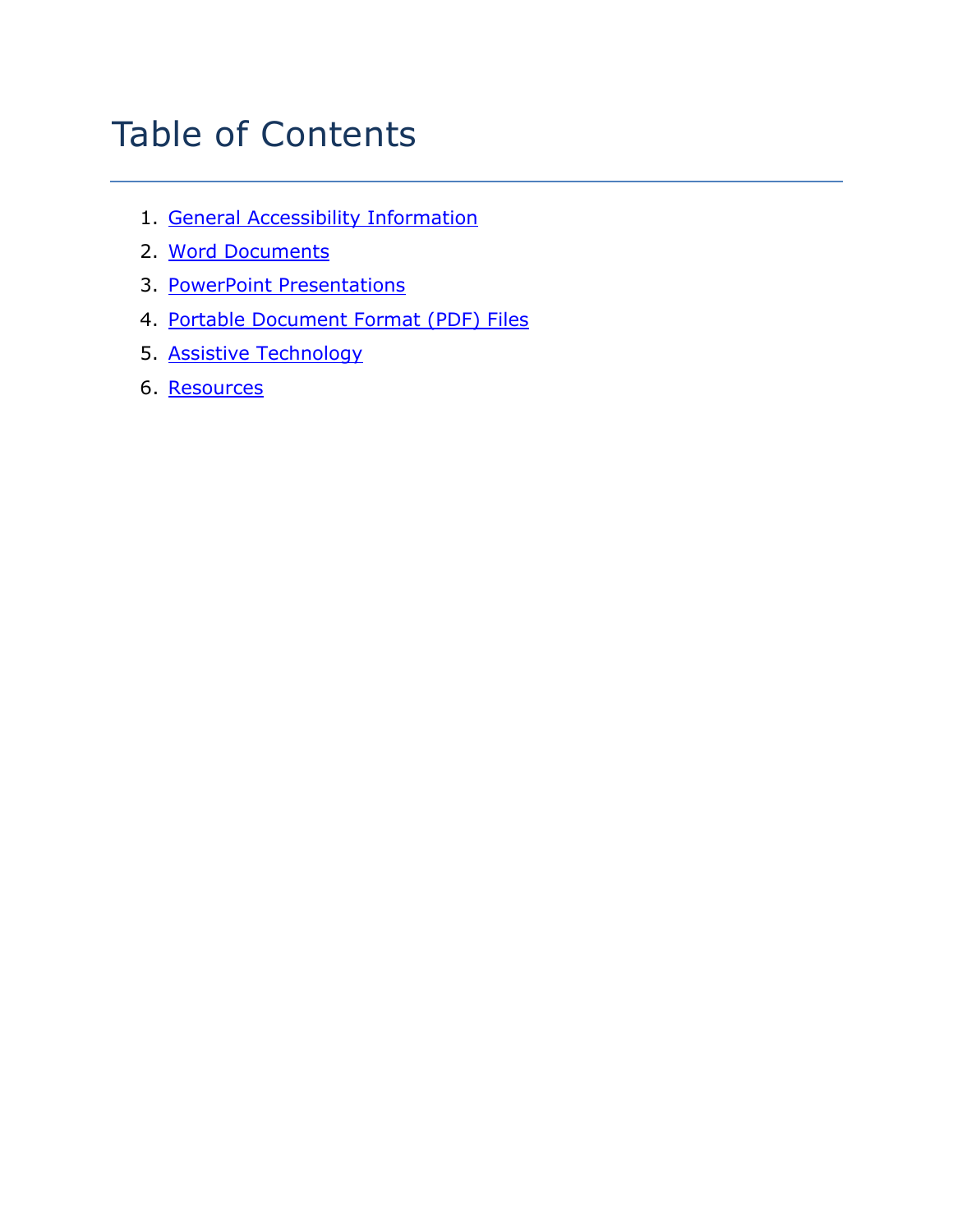# Table of Contents

1. General Accessibility Information
2. Word Documents
3. PowerPoint Presentations
4. Portable Document Format (PDF) Files
5. Assistive Technology
6. Resources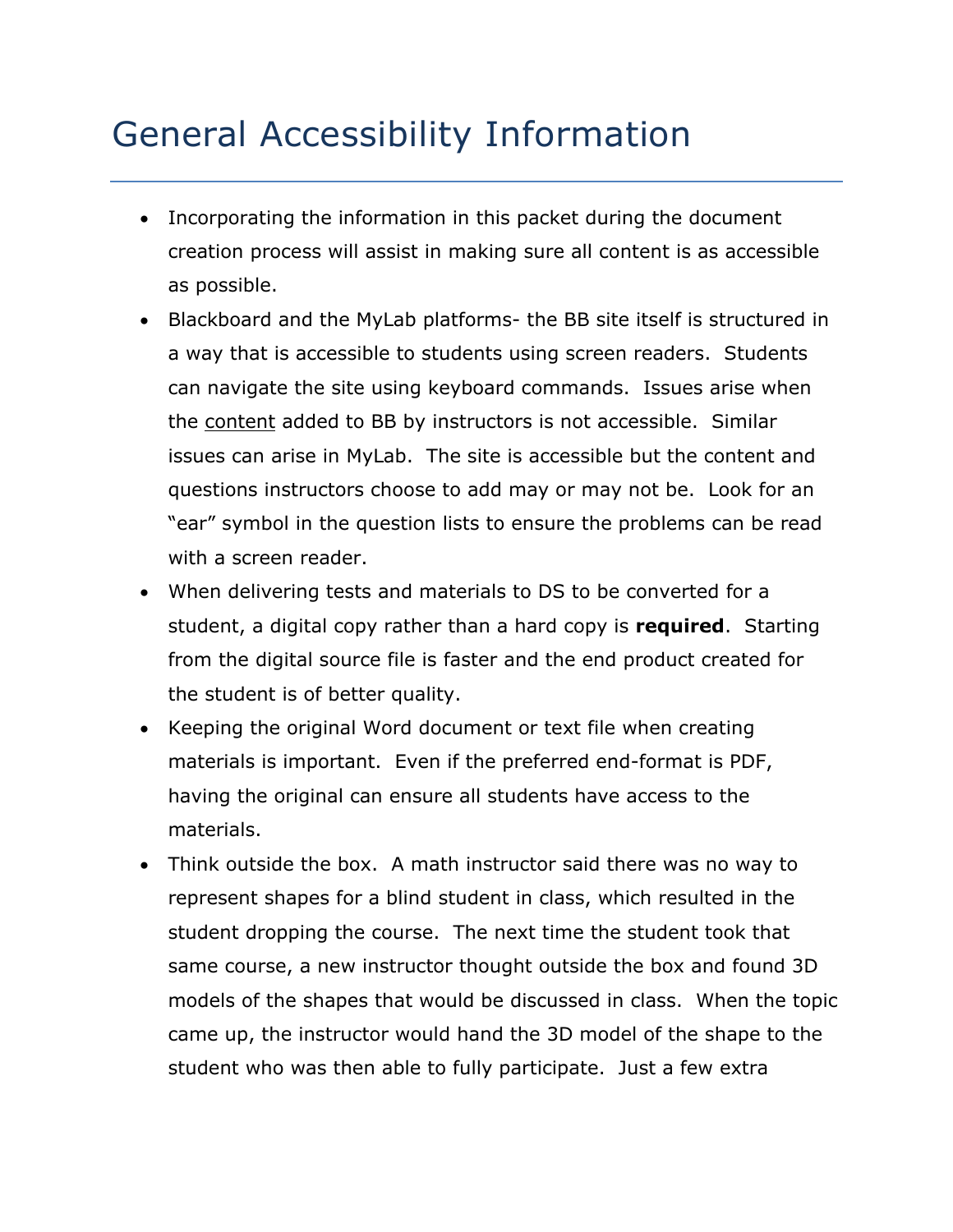# General Accessibility Information

- Incorporating the information in this packet during the document creation process will assist in making sure all content is as accessible as possible.
- Blackboard and the MyLab platforms- the BB site itself is structured in a way that is accessible to students using screen readers. Students can navigate the site using keyboard commands. Issues arise when the <u>content</u> added to BB by instructors is not accessible. Similar issues can arise in MyLab. The site is accessible but the content and questions instructors choose to add may or may not be. Look for an "ear" symbol in the question lists to ensure the problems can be read with a screen reader.
- When delivering tests and materials to DS to be converted for a student, a digital copy rather than a hard copy is **required**. Starting from the digital source file is faster and the end product created for the student is of better quality.
- Keeping the original Word document or text file when creating materials is important. Even if the preferred end-format is PDF, having the original can ensure all students have access to the materials.
- Think outside the box. A math instructor said there was no way to represent shapes for a blind student in class, which resulted in the student dropping the course. The next time the student took that same course, a new instructor thought outside the box and found 3D models of the shapes that would be discussed in class. When the topic came up, the instructor would hand the 3D model of the shape to the student who was then able to fully participate. Just a few extra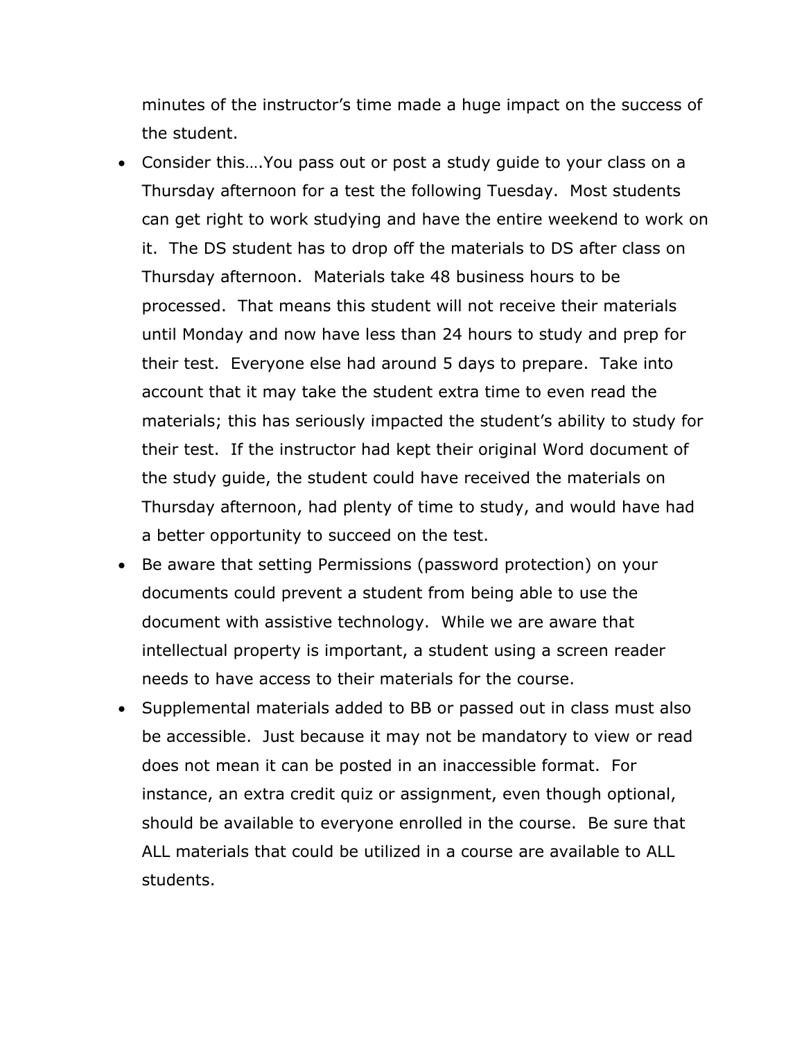minutes of the instructor's time made a huge impact on the success of the student.

- Consider this….You pass out or post a study guide to your class on a Thursday afternoon for a test the following Tuesday. Most students can get right to work studying and have the entire weekend to work on it. The DS student has to drop off the materials to DS after class on Thursday afternoon. Materials take 48 business hours to be processed. That means this student will not receive their materials until Monday and now have less than 24 hours to study and prep for their test. Everyone else had around 5 days to prepare. Take into account that it may take the student extra time to even read the materials; this has seriously impacted the student's ability to study for their test. If the instructor had kept their original Word document of the study guide, the student could have received the materials on Thursday afternoon, had plenty of time to study, and would have had a better opportunity to succeed on the test.
- Be aware that setting Permissions (password protection) on your documents could prevent a student from being able to use the document with assistive technology. While we are aware that intellectual property is important, a student using a screen reader needs to have access to their materials for the course.
- Supplemental materials added to BB or passed out in class must also be accessible. Just because it may not be mandatory to view or read does not mean it can be posted in an inaccessible format. For instance, an extra credit quiz or assignment, even though optional, should be available to everyone enrolled in the course. Be sure that ALL materials that could be utilized in a course are available to ALL students.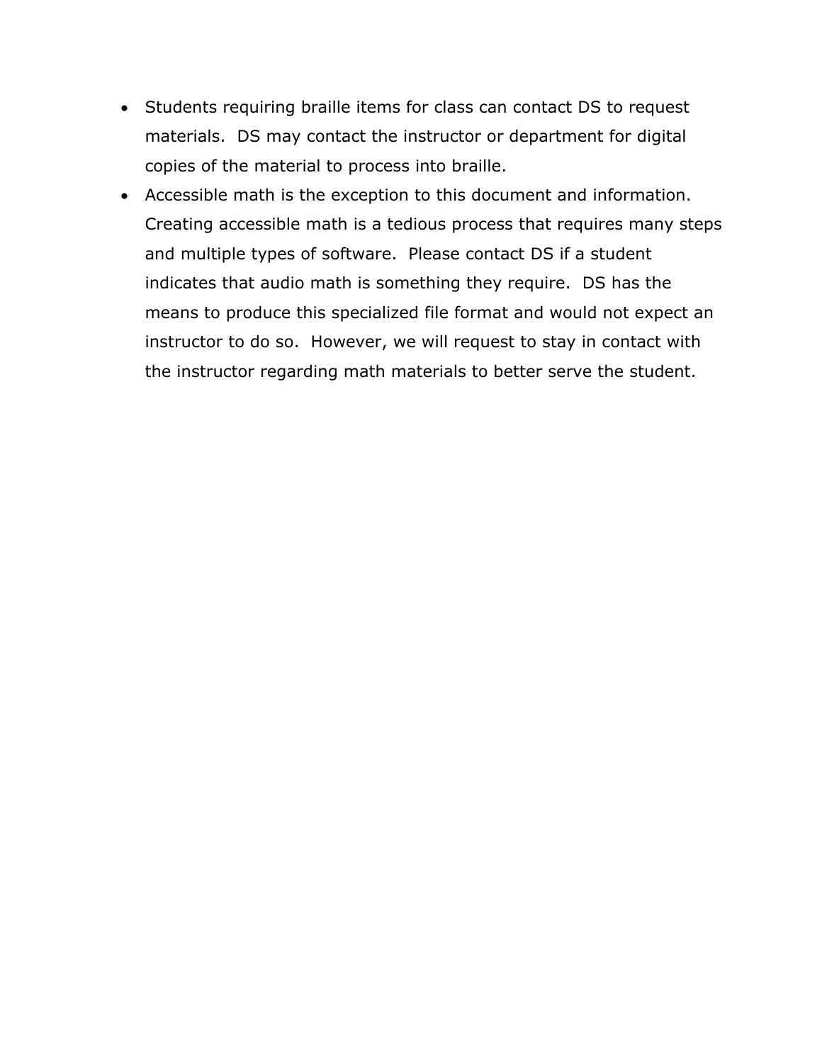- Students requiring braille items for class can contact DS to request materials. DS may contact the instructor or department for digital copies of the material to process into braille.
- Accessible math is the exception to this document and information. Creating accessible math is a tedious process that requires many steps and multiple types of software. Please contact DS if a student indicates that audio math is something they require. DS has the means to produce this specialized file format and would not expect an instructor to do so. However, we will request to stay in contact with the instructor regarding math materials to better serve the student.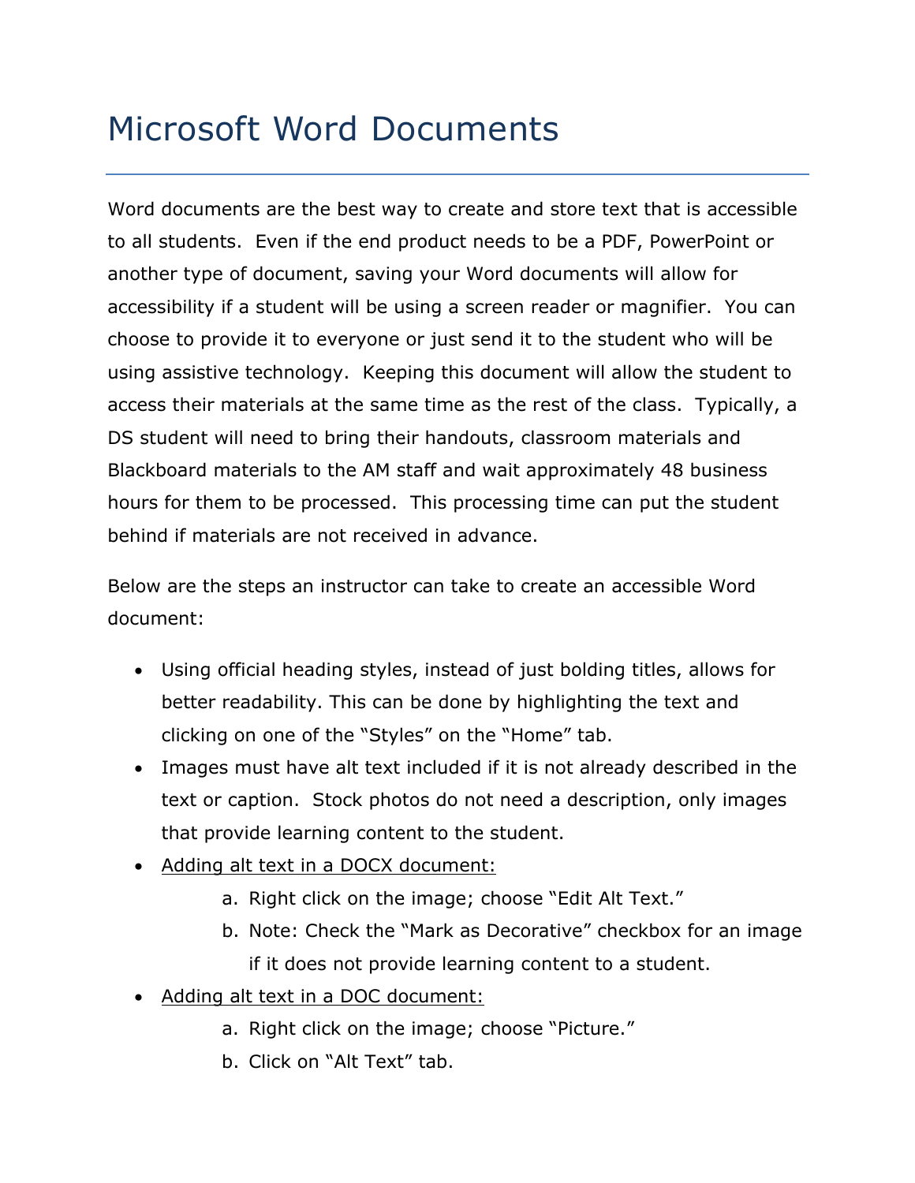# Microsoft Word Documents

Word documents are the best way to create and store text that is accessible to all students. Even if the end product needs to be a PDF, PowerPoint or another type of document, saving your Word documents will allow for accessibility if a student will be using a screen reader or magnifier. You can choose to provide it to everyone or just send it to the student who will be using assistive technology. Keeping this document will allow the student to access their materials at the same time as the rest of the class. Typically, a DS student will need to bring their handouts, classroom materials and Blackboard materials to the AM staff and wait approximately 48 business hours for them to be processed. This processing time can put the student behind if materials are not received in advance.

Below are the steps an instructor can take to create an accessible Word document:

- Using official heading styles, instead of just bolding titles, allows for better readability. This can be done by highlighting the text and clicking on one of the “Styles” on the “Home” tab.
- Images must have alt text included if it is not already described in the text or caption. Stock photos do not need a description, only images that provide learning content to the student.
- <u>Adding alt text in a DOCX document:</u>
    a. Right click on the image; choose “Edit Alt Text.”
    b. Note: Check the “Mark as Decorative” checkbox for an image if it does not provide learning content to a student.
- <u>Adding alt text in a DOC document:</u>
    a. Right click on the image; choose “Picture.”
    b. Click on “Alt Text” tab.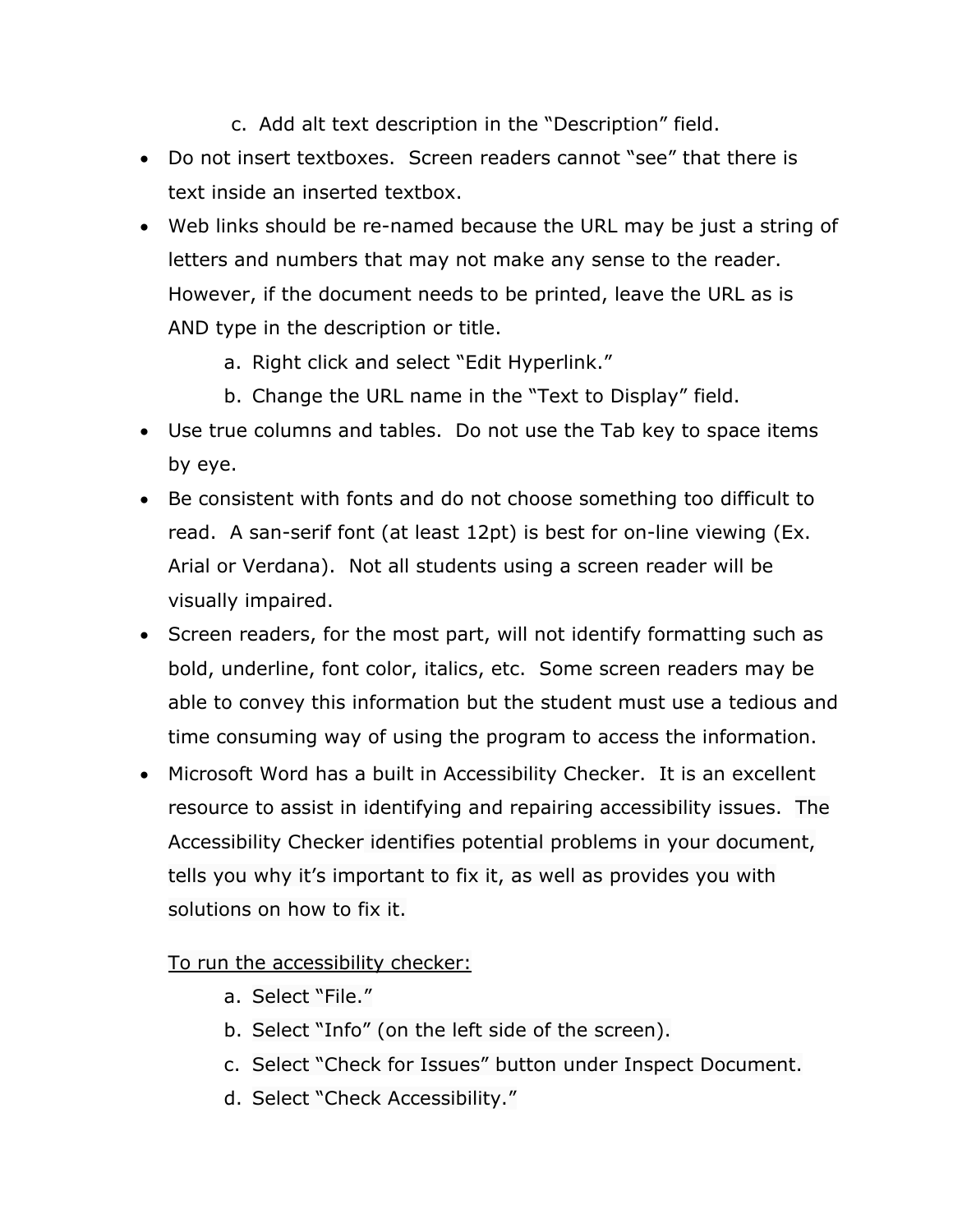c. Add alt text description in the "Description" field.

- Do not insert textboxes. Screen readers cannot "see" that there is text inside an inserted textbox.
- Web links should be re-named because the URL may be just a string of letters and numbers that may not make any sense to the reader. However, if the document needs to be printed, leave the URL as is AND type in the description or title.
    a. Right click and select "Edit Hyperlink."
    b. Change the URL name in the "Text to Display" field.
- Use true columns and tables. Do not use the Tab key to space items by eye.
- Be consistent with fonts and do not choose something too difficult to read. A san-serif font (at least 12pt) is best for on-line viewing (Ex. Arial or Verdana). Not all students using a screen reader will be visually impaired.
- Screen readers, for the most part, will not identify formatting such as bold, underline, font color, italics, etc. Some screen readers may be able to convey this information but the student must use a tedious and time consuming way of using the program to access the information.
- Microsoft Word has a built in Accessibility Checker. It is an excellent resource to assist in identifying and repairing accessibility issues. The Accessibility Checker identifies potential problems in your document, tells you why it's important to fix it, as well as provides you with solutions on how to fix it.

    <u>To run the accessibility checker:</u>

    a. Select "File."
    b. Select "Info" (on the left side of the screen).
    c. Select "Check for Issues" button under Inspect Document.
    d. Select "Check Accessibility."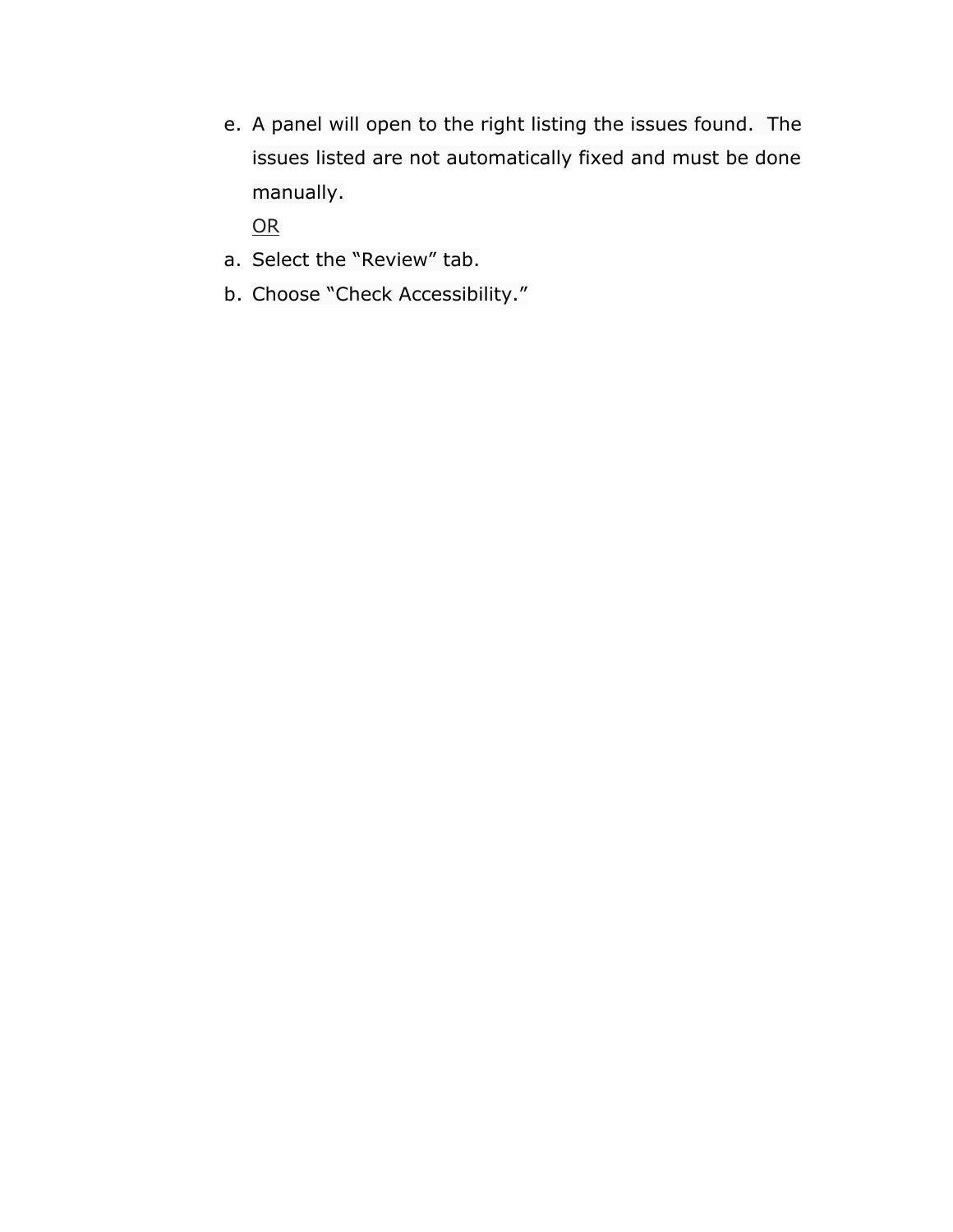e. A panel will open to the right listing the issues found.  The issues listed are not automatically fixed and must be done manually.

   <u>OR</u>

a. Select the “Review” tab.
b. Choose “Check Accessibility.”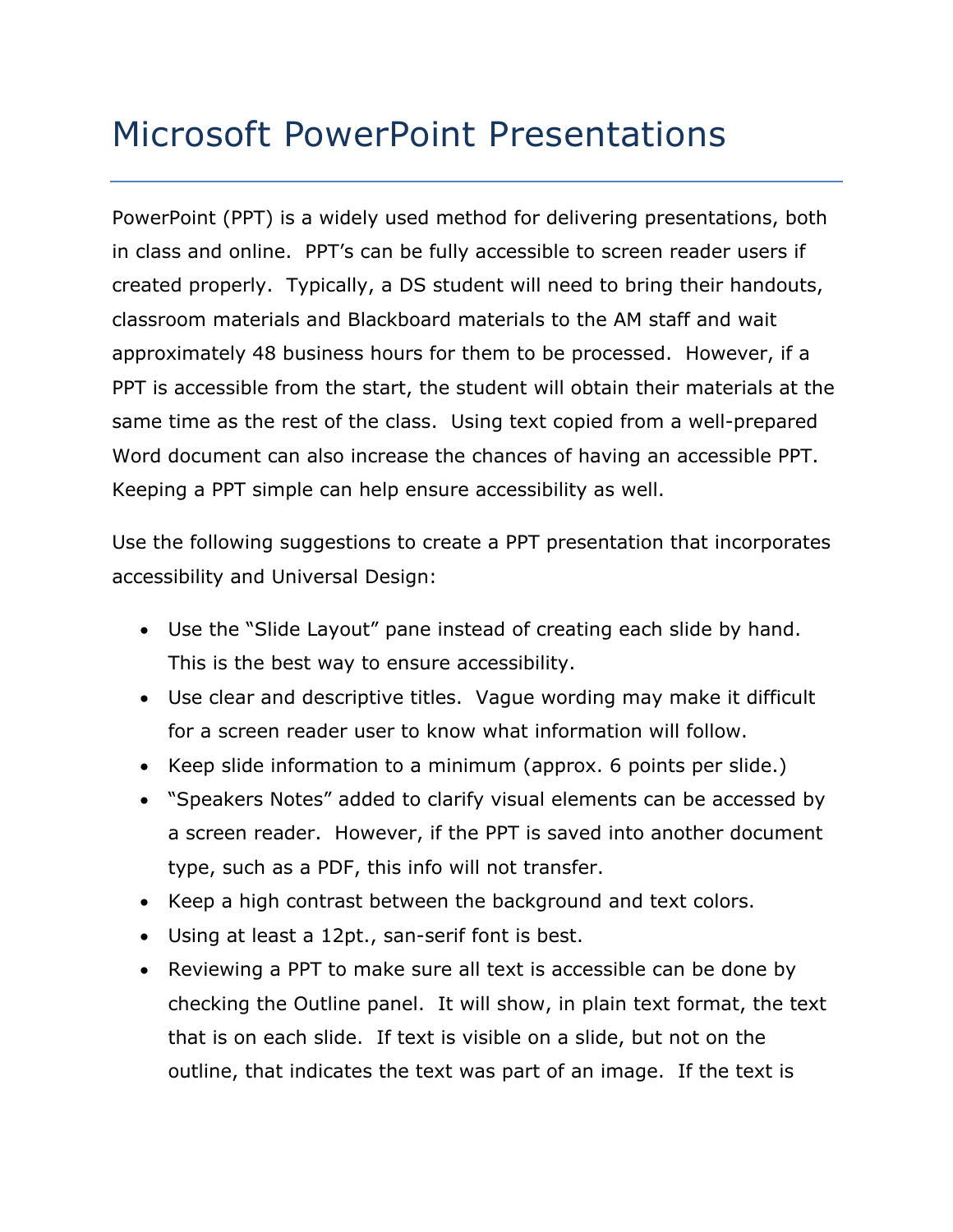# Microsoft PowerPoint Presentations

PowerPoint (PPT) is a widely used method for delivering presentations, both in class and online. PPT's can be fully accessible to screen reader users if created properly. Typically, a DS student will need to bring their handouts, classroom materials and Blackboard materials to the AM staff and wait approximately 48 business hours for them to be processed. However, if a PPT is accessible from the start, the student will obtain their materials at the same time as the rest of the class. Using text copied from a well-prepared Word document can also increase the chances of having an accessible PPT. Keeping a PPT simple can help ensure accessibility as well.

Use the following suggestions to create a PPT presentation that incorporates accessibility and Universal Design:

- Use the "Slide Layout" pane instead of creating each slide by hand. This is the best way to ensure accessibility.
- Use clear and descriptive titles. Vague wording may make it difficult for a screen reader user to know what information will follow.
- Keep slide information to a minimum (approx. 6 points per slide.)
- "Speakers Notes" added to clarify visual elements can be accessed by a screen reader. However, if the PPT is saved into another document type, such as a PDF, this info will not transfer.
- Keep a high contrast between the background and text colors.
- Using at least a 12pt., san-serif font is best.
- Reviewing a PPT to make sure all text is accessible can be done by checking the Outline panel. It will show, in plain text format, the text that is on each slide. If text is visible on a slide, but not on the outline, that indicates the text was part of an image. If the text is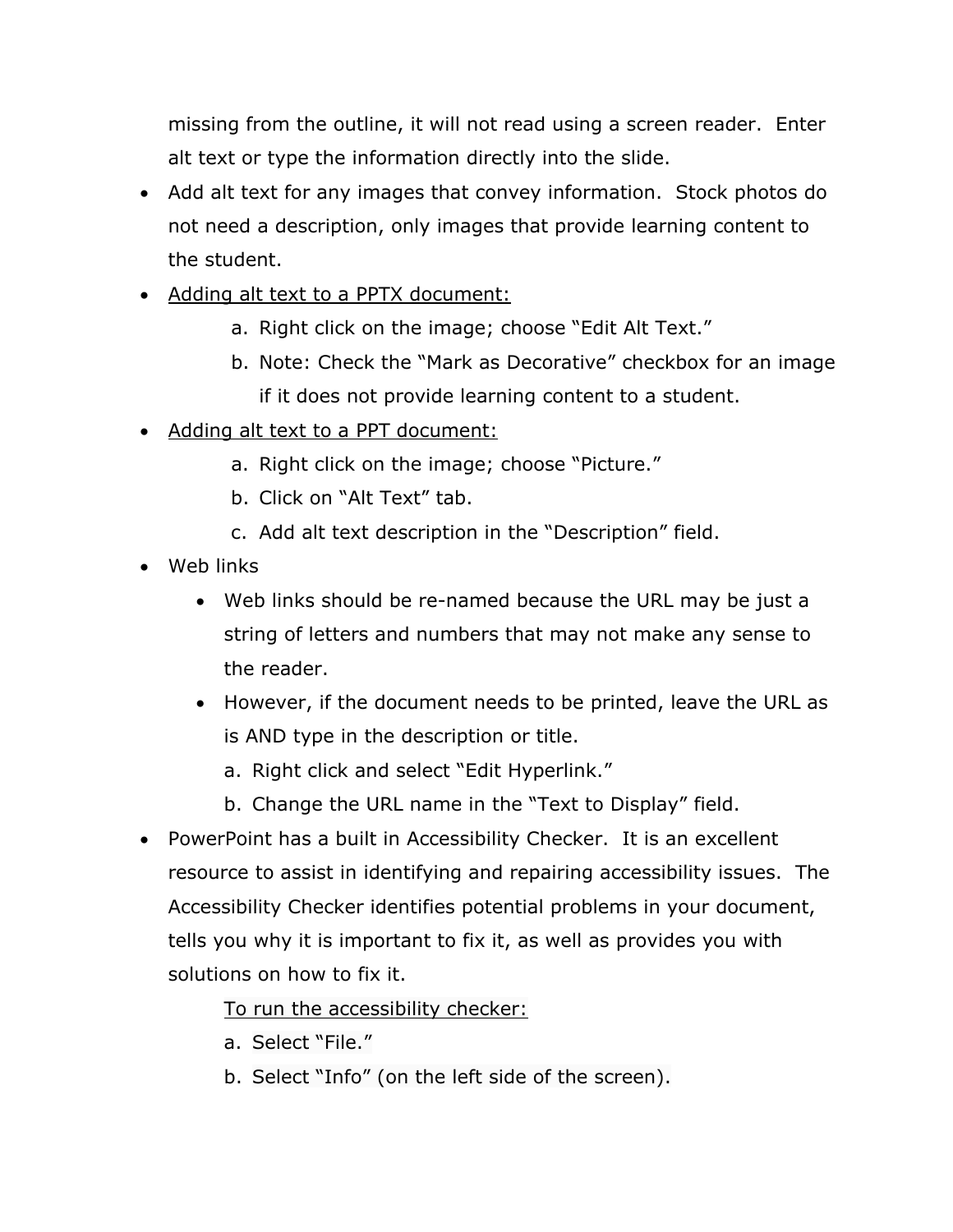missing from the outline, it will not read using a screen reader. Enter alt text or type the information directly into the slide.

- Add alt text for any images that convey information. Stock photos do not need a description, only images that provide learning content to the student.
- <u>Adding alt text to a PPTX document:</u>
    a. Right click on the image; choose "Edit Alt Text."
    b. Note: Check the "Mark as Decorative" checkbox for an image if it does not provide learning content to a student.
- <u>Adding alt text to a PPT document:</u>
    a. Right click on the image; choose "Picture."
    b. Click on "Alt Text" tab.
    c. Add alt text description in the "Description" field.
- Web links
    - Web links should be re-named because the URL may be just a string of letters and numbers that may not make any sense to the reader.
    - However, if the document needs to be printed, leave the URL as is AND type in the description or title.
    a. Right click and select "Edit Hyperlink."
    b. Change the URL name in the "Text to Display" field.
- PowerPoint has a built in Accessibility Checker. It is an excellent resource to assist in identifying and repairing accessibility issues. The Accessibility Checker identifies potential problems in your document, tells you why it is important to fix it, as well as provides you with solutions on how to fix it.

    <u>To run the accessibility checker:</u>

    a. Select "File."
    b. Select "Info" (on the left side of the screen).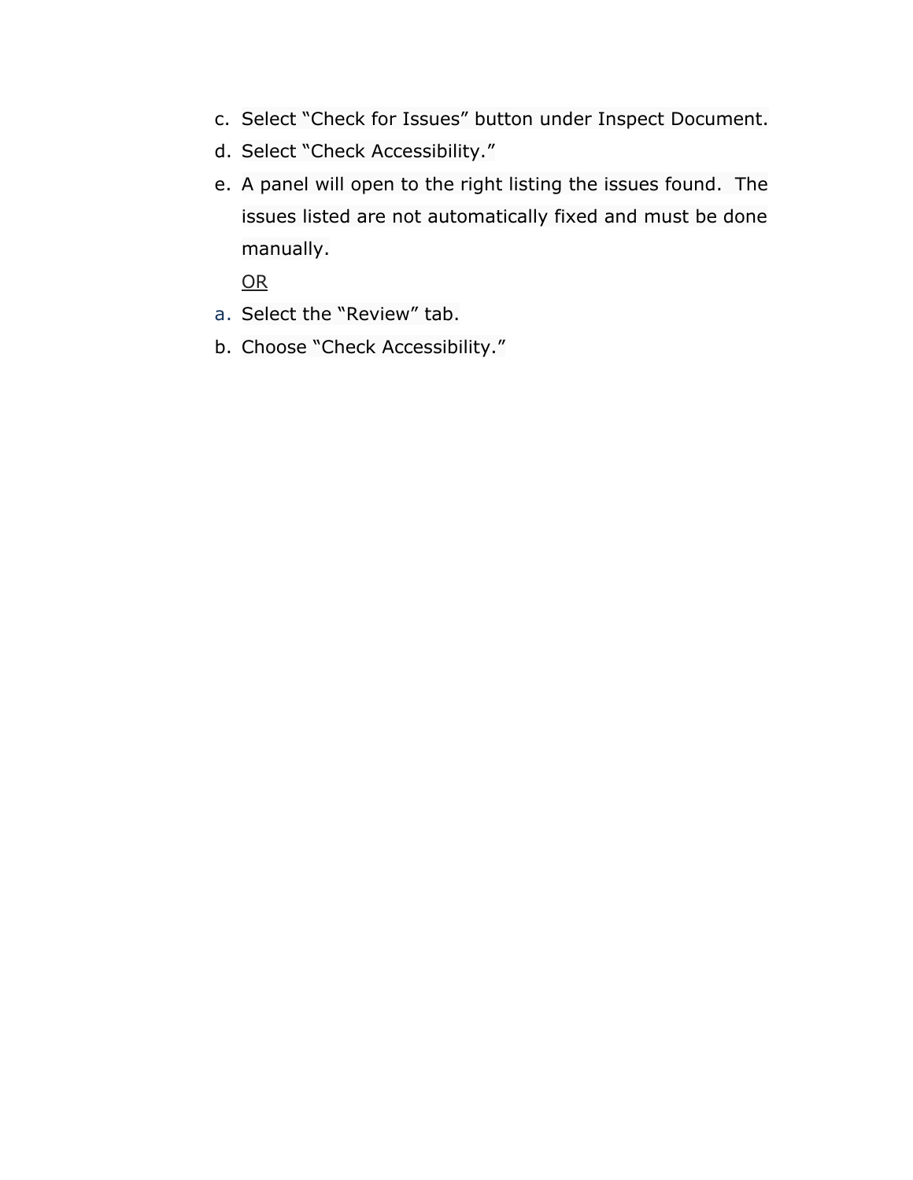c. Select “Check for Issues” button under Inspect Document.
d. Select “Check Accessibility.”
e. A panel will open to the right listing the issues found.  The issues listed are not automatically fixed and must be done manually.

   <u>OR</u>

a. Select the “Review” tab.
b. Choose “Check Accessibility.”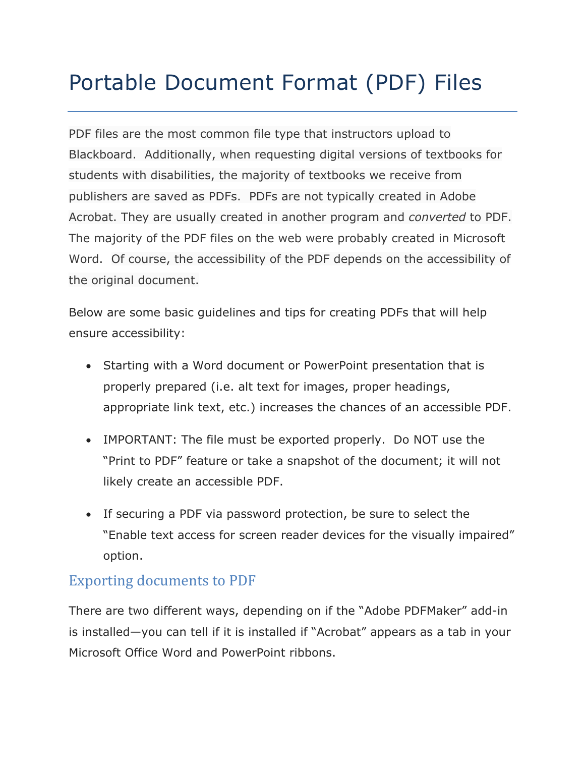# Portable Document Format (PDF) Files

PDF files are the most common file type that instructors upload to Blackboard. Additionally, when requesting digital versions of textbooks for students with disabilities, the majority of textbooks we receive from publishers are saved as PDFs. PDFs are not typically created in Adobe Acrobat. They are usually created in another program and *converted* to PDF. The majority of the PDF files on the web were probably created in Microsoft Word. Of course, the accessibility of the PDF depends on the accessibility of the original document.

Below are some basic guidelines and tips for creating PDFs that will help ensure accessibility:

- Starting with a Word document or PowerPoint presentation that is properly prepared (i.e. alt text for images, proper headings, appropriate link text, etc.) increases the chances of an accessible PDF.
- IMPORTANT: The file must be exported properly. Do NOT use the "Print to PDF" feature or take a snapshot of the document; it will not likely create an accessible PDF.
- If securing a PDF via password protection, be sure to select the "Enable text access for screen reader devices for the visually impaired" option.

## Exporting documents to PDF

There are two different ways, depending on if the "Adobe PDFMaker" add-in is installed—you can tell if it is installed if "Acrobat" appears as a tab in your Microsoft Office Word and PowerPoint ribbons.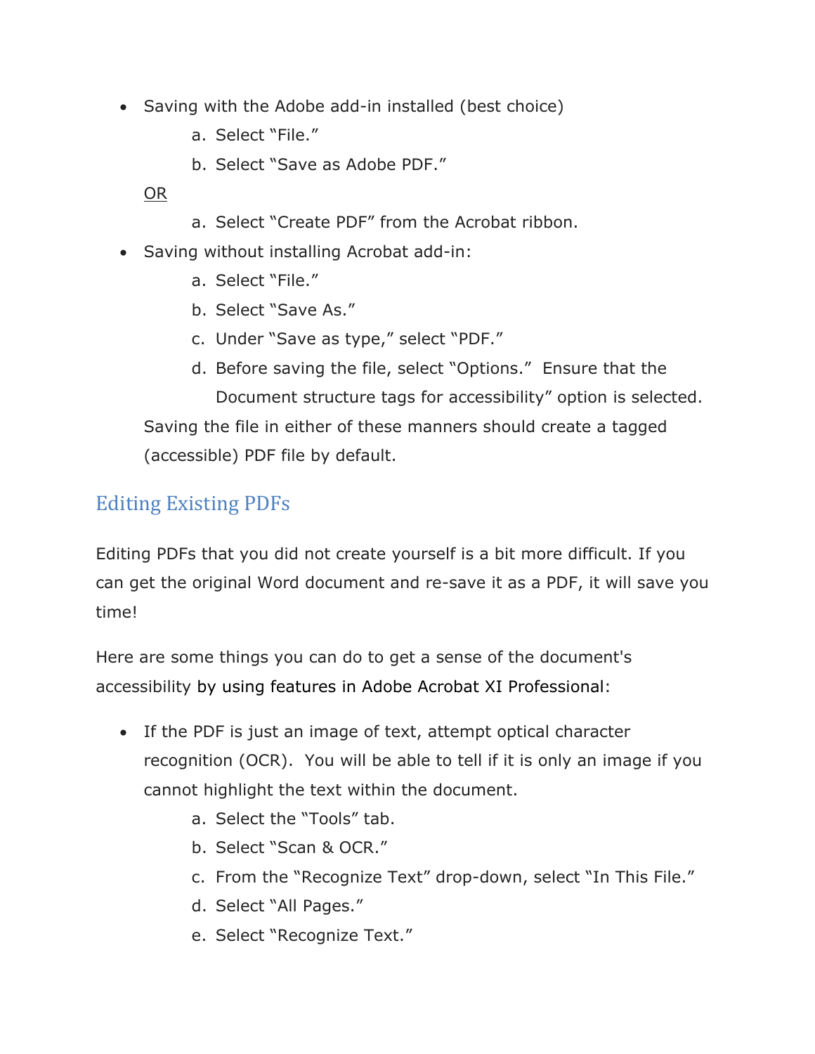- Saving with the Adobe add-in installed (best choice)
    a. Select "File."
    b. Select "Save as Adobe PDF."

  OR

    a. Select "Create PDF" from the Acrobat ribbon.
- Saving without installing Acrobat add-in:
    a. Select "File."
    b. Select "Save As."
    c. Under "Save as type," select "PDF."
    d. Before saving the file, select "Options." Ensure that the Document structure tags for accessibility" option is selected.

  Saving the file in either of these manners should create a tagged (accessible) PDF file by default.

## Editing Existing PDFs

Editing PDFs that you did not create yourself is a bit more difficult. If you can get the original Word document and re-save it as a PDF, it will save you time!

Here are some things you can do to get a sense of the document's accessibility by using features in Adobe Acrobat XI Professional:

- If the PDF is just an image of text, attempt optical character recognition (OCR). You will be able to tell if it is only an image if you cannot highlight the text within the document.
    a. Select the "Tools" tab.
    b. Select "Scan & OCR."
    c. From the "Recognize Text" drop-down, select "In This File."
    d. Select "All Pages."
    e. Select "Recognize Text."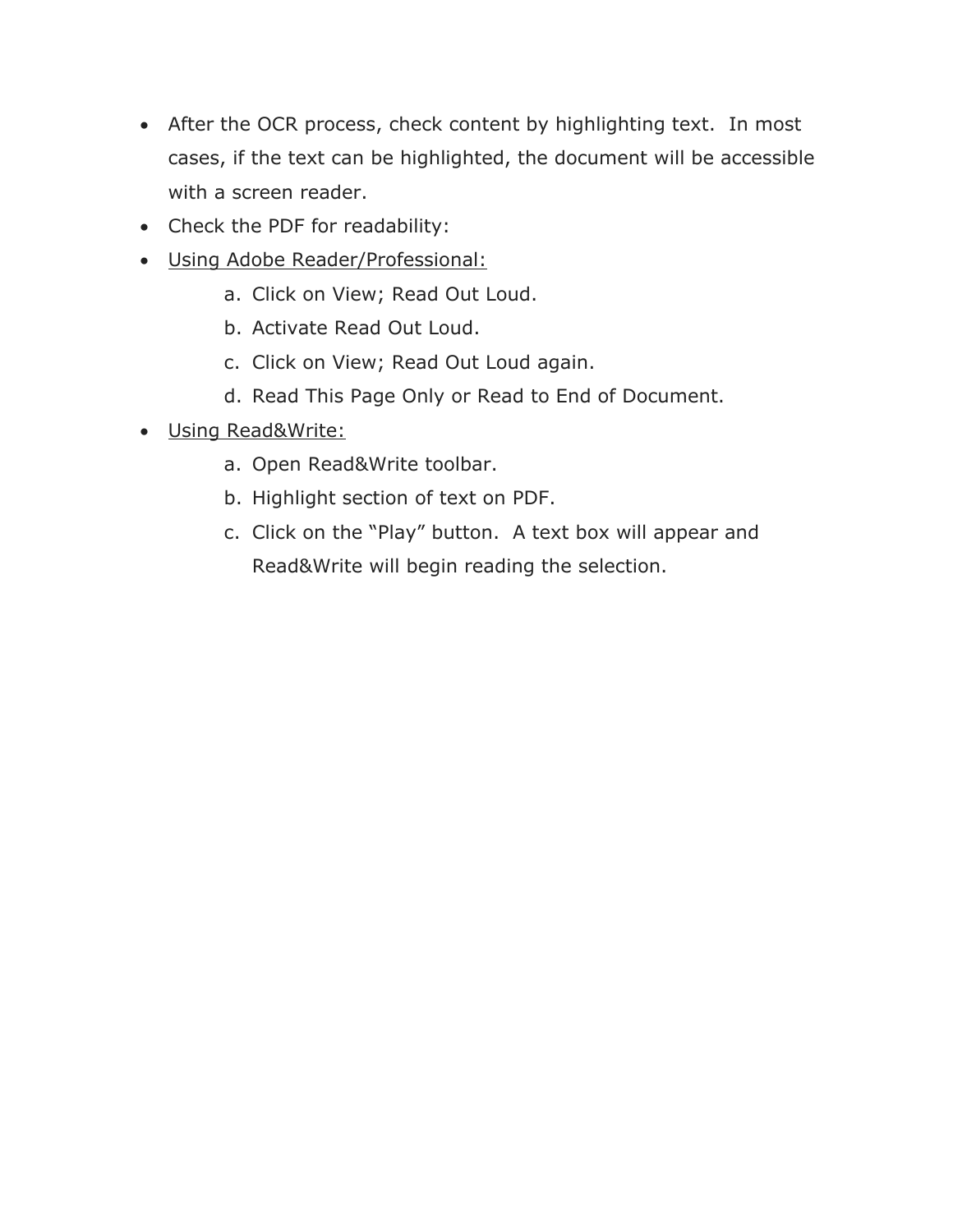- After the OCR process, check content by highlighting text. In most cases, if the text can be highlighted, the document will be accessible with a screen reader.
- Check the PDF for readability:
- <u>Using Adobe Reader/Professional:</u>
    a. Click on View; Read Out Loud.
    b. Activate Read Out Loud.
    c. Click on View; Read Out Loud again.
    d. Read This Page Only or Read to End of Document.
- <u>Using Read&Write:</u>
    a. Open Read&Write toolbar.
    b. Highlight section of text on PDF.
    c. Click on the "Play" button. A text box will appear and Read&Write will begin reading the selection.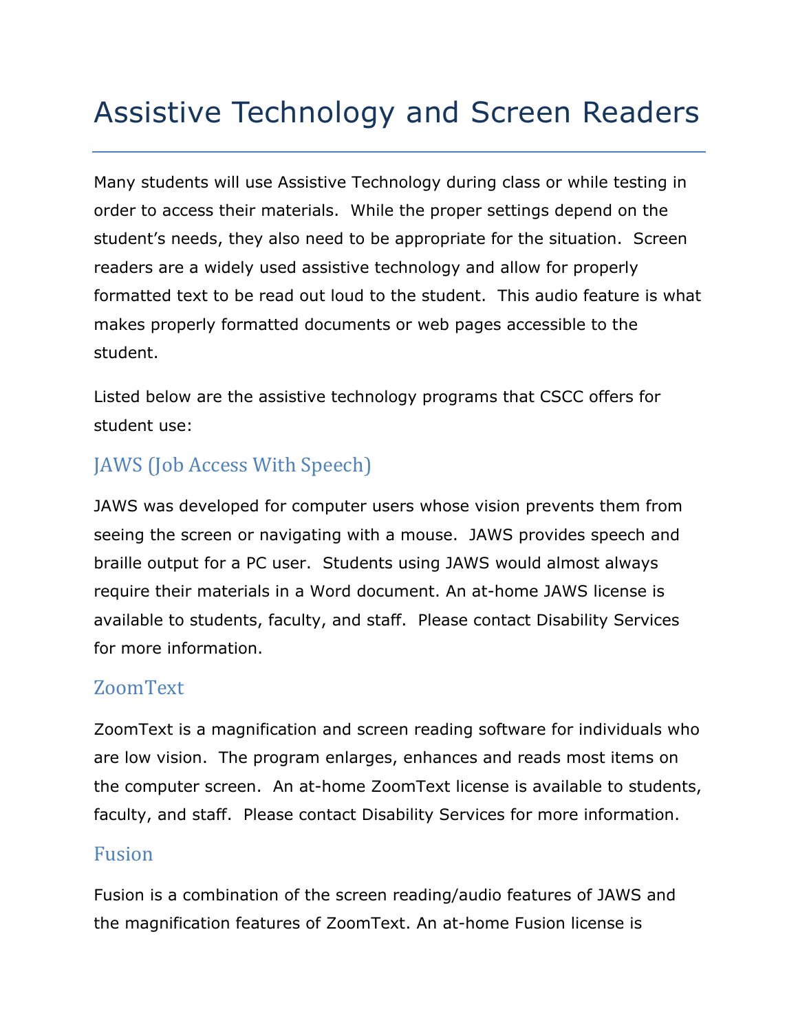# Assistive Technology and Screen Readers

Many students will use Assistive Technology during class or while testing in order to access their materials. While the proper settings depend on the student's needs, they also need to be appropriate for the situation. Screen readers are a widely used assistive technology and allow for properly formatted text to be read out loud to the student. This audio feature is what makes properly formatted documents or web pages accessible to the student.

Listed below are the assistive technology programs that CSCC offers for student use:

## JAWS (Job Access With Speech)

JAWS was developed for computer users whose vision prevents them from seeing the screen or navigating with a mouse. JAWS provides speech and braille output for a PC user. Students using JAWS would almost always require their materials in a Word document. An at-home JAWS license is available to students, faculty, and staff. Please contact Disability Services for more information.

## ZoomText

ZoomText is a magnification and screen reading software for individuals who are low vision. The program enlarges, enhances and reads most items on the computer screen. An at-home ZoomText license is available to students, faculty, and staff. Please contact Disability Services for more information.

## Fusion

Fusion is a combination of the screen reading/audio features of JAWS and the magnification features of ZoomText. An at-home Fusion license is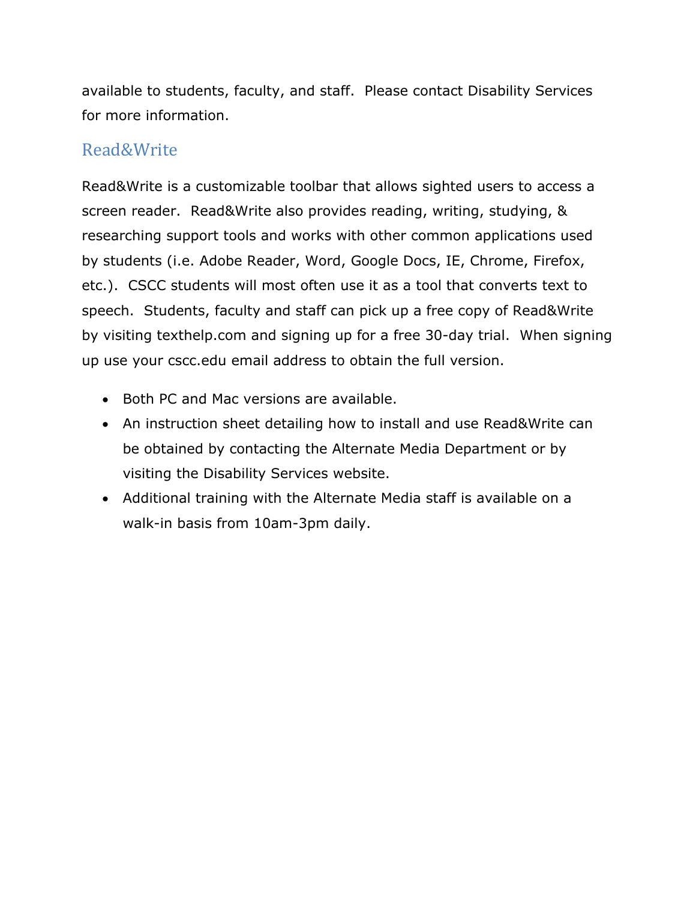available to students, faculty, and staff.  Please contact Disability Services for more information.

## Read&Write

Read&Write is a customizable toolbar that allows sighted users to access a screen reader.  Read&Write also provides reading, writing, studying, & researching support tools and works with other common applications used by students (i.e. Adobe Reader, Word, Google Docs, IE, Chrome, Firefox, etc.).  CSCC students will most often use it as a tool that converts text to speech.  Students, faculty and staff can pick up a free copy of Read&Write by visiting texthelp.com and signing up for a free 30-day trial.  When signing up use your cscc.edu email address to obtain the full version.

- Both PC and Mac versions are available.
- An instruction sheet detailing how to install and use Read&Write can be obtained by contacting the Alternate Media Department or by visiting the Disability Services website.
- Additional training with the Alternate Media staff is available on a walk-in basis from 10am-3pm daily.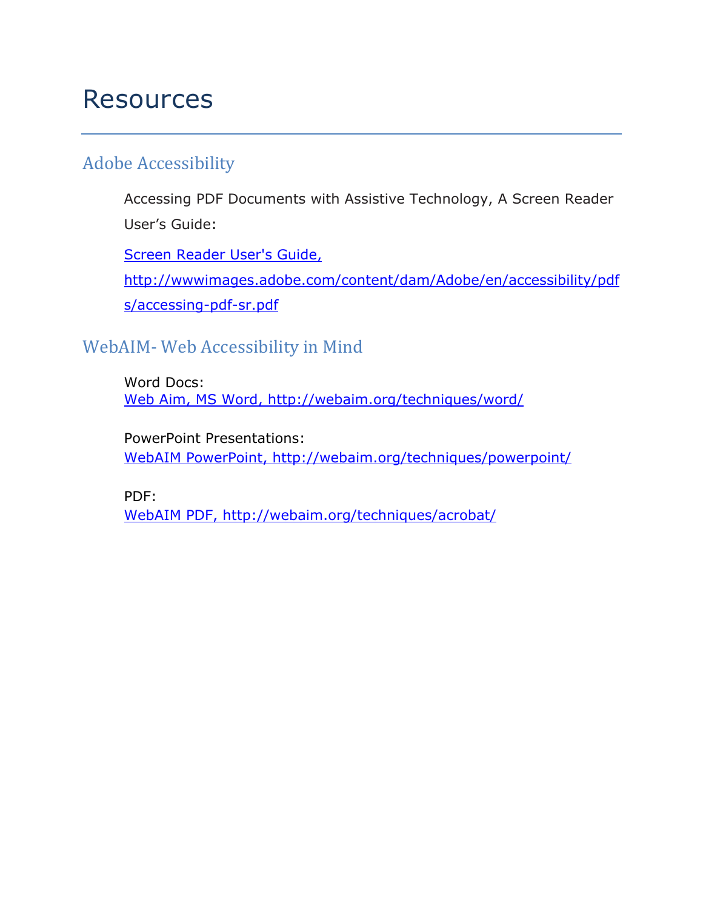# Resources

## Adobe Accessibility

Accessing PDF Documents with Assistive Technology, A Screen Reader User's Guide:

[Screen Reader User's Guide, http://wwwimages.adobe.com/content/dam/Adobe/en/accessibility/pdfs/accessing-pdf-sr.pdf](http://wwwimages.adobe.com/content/dam/Adobe/en/accessibility/pdfs/accessing-pdf-sr.pdf)

## WebAIM- Web Accessibility in Mind

Word Docs:
[Web Aim, MS Word, http://webaim.org/techniques/word/](http://webaim.org/techniques/word/)

PowerPoint Presentations:
[WebAIM PowerPoint, http://webaim.org/techniques/powerpoint/](http://webaim.org/techniques/powerpoint/)

PDF:
[WebAIM PDF, http://webaim.org/techniques/acrobat/](http://webaim.org/techniques/acrobat/)